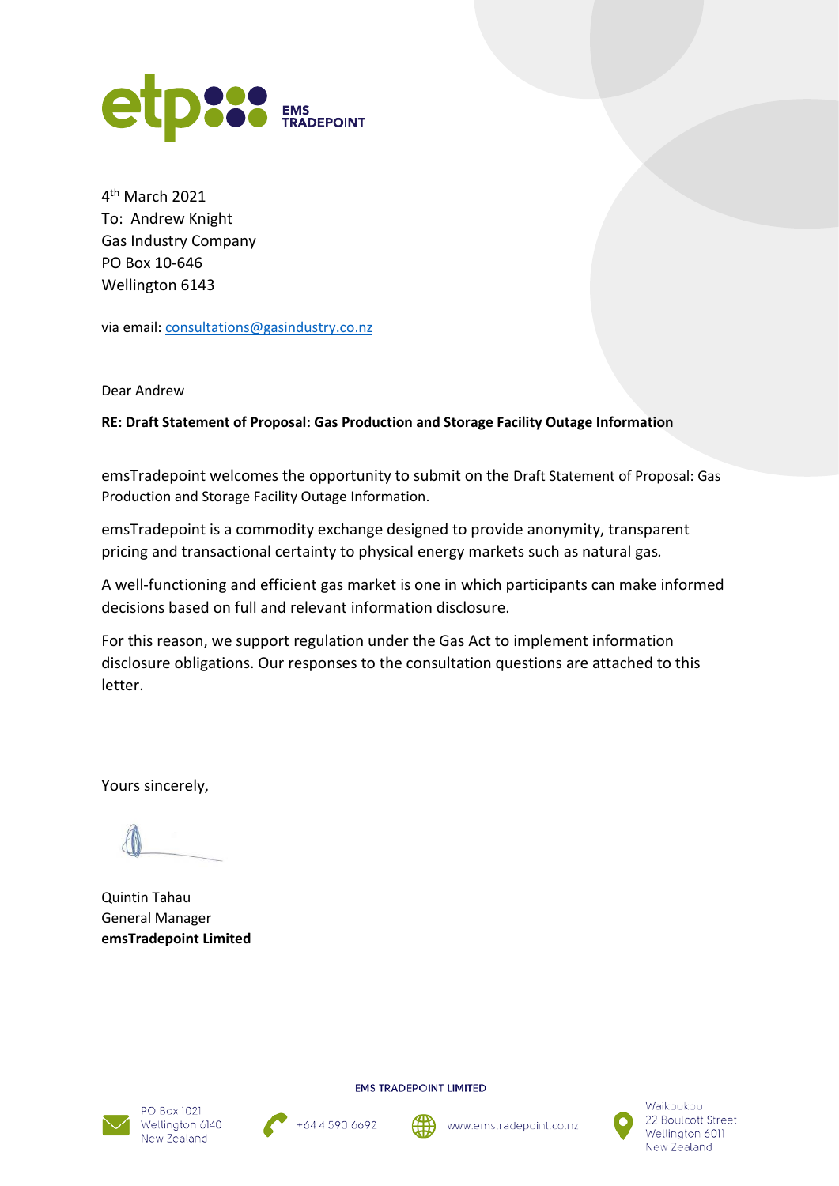4th March 2021
To: Andrew Knight
Gas Industry Company
PO Box 10-646
Wellington 6143

via email: consultations@gasindustry.co.nz

Dear Andrew

**RE: Draft Statement of Proposal: Gas Production and Storage Facility Outage Information**

emsTradepoint welcomes the opportunity to submit on the Draft Statement of Proposal: Gas Production and Storage Facility Outage Information.

emsTradepoint is a commodity exchange designed to provide anonymity, transparent pricing and transactional certainty to physical energy markets such as natural gas.

A well-functioning and efficient gas market is one in which participants can make informed decisions based on full and relevant information disclosure.

For this reason, we support regulation under the Gas Act to implement information disclosure obligations. Our responses to the consultation questions are attached to this letter.

Yours sincerely,

Quintin Tahau
General Manager
**emsTradepoint Limited**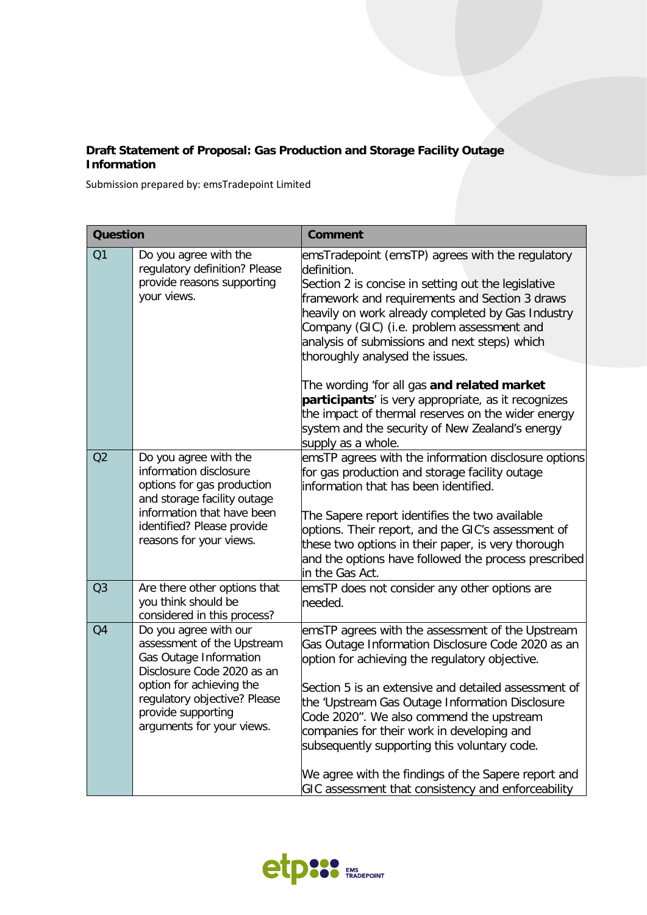**Draft Statement of Proposal: Gas Production and Storage Facility Outage Information**

Submission prepared by: emsTradepoint Limited

| Question | | Comment |
|---|---|---|
| Q1 | Do you agree with the regulatory definition? Please provide reasons supporting your views. | emsTradepoint (emsTP) agrees with the regulatory definition.<br>Section 2 is concise in setting out the legislative framework and requirements and Section 3 draws heavily on work already completed by Gas Industry Company (GIC) (i.e. problem assessment and analysis of submissions and next steps) which thoroughly analysed the issues.<br><br>The wording 'for all gas **and related market participants**' is very appropriate, as it recognizes the impact of thermal reserves on the wider energy system and the security of New Zealand's energy supply as a whole. |
| Q2 | Do you agree with the information disclosure options for gas production and storage facility outage information that have been identified? Please provide reasons for your views. | emsTP agrees with the information disclosure options for gas production and storage facility outage information that has been identified.<br><br>The Sapere report identifies the two available options. Their report, and the GIC's assessment of these two options in their paper, is very thorough and the options have followed the process prescribed in the Gas Act. |
| Q3 | Are there other options that you think should be considered in this process? | emsTP does not consider any other options are needed. |
| Q4 | Do you agree with our assessment of the Upstream Gas Outage Information Disclosure Code 2020 as an option for achieving the regulatory objective? Please provide supporting arguments for your views. | emsTP agrees with the assessment of the Upstream Gas Outage Information Disclosure Code 2020 as an option for achieving the regulatory objective.<br><br>Section 5 is an extensive and detailed assessment of the 'Upstream Gas Outage Information Disclosure Code 2020". We also commend the upstream companies for their work in developing and subsequently supporting this voluntary code.<br><br>We agree with the findings of the Sapere report and GIC assessment that consistency and enforceability |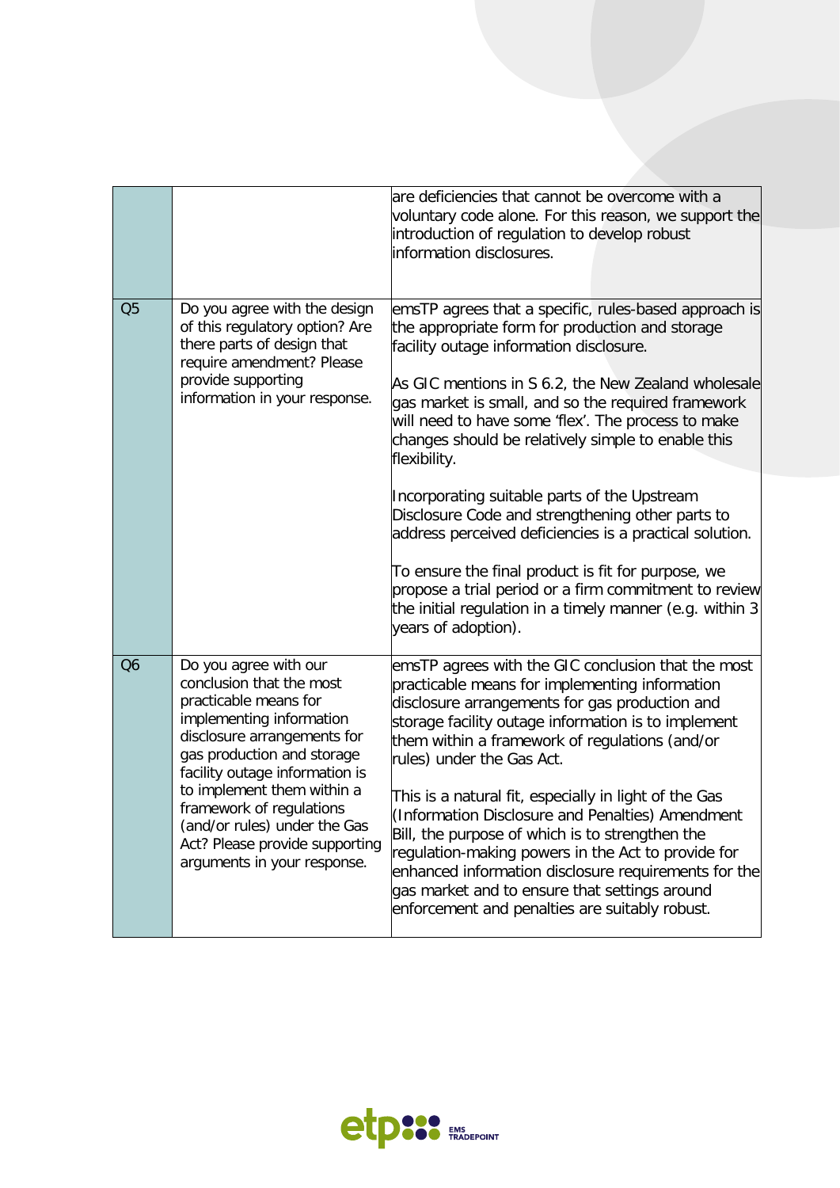| | | |
|---|---|---|
| | | are deficiencies that cannot be overcome with a voluntary code alone. For this reason, we support the introduction of regulation to develop robust information disclosures. |
| Q5 | Do you agree with the design of this regulatory option? Are there parts of design that require amendment? Please provide supporting information in your response. | emsTP agrees that a specific, rules-based approach is the appropriate form for production and storage facility outage information disclosure.<br><br>As GIC mentions in S 6.2, the New Zealand wholesale gas market is small, and so the required framework will need to have some 'flex'. The process to make changes should be relatively simple to enable this flexibility.<br><br>Incorporating suitable parts of the Upstream Disclosure Code and strengthening other parts to address perceived deficiencies is a practical solution.<br><br>To ensure the final product is fit for purpose, we propose a trial period or a firm commitment to review the initial regulation in a timely manner (e.g. within 3 years of adoption). |
| Q6 | Do you agree with our conclusion that the most practicable means for implementing information disclosure arrangements for gas production and storage facility outage information is to implement them within a framework of regulations (and/or rules) under the Gas Act? Please provide supporting arguments in your response. | emsTP agrees with the GIC conclusion that the most practicable means for implementing information disclosure arrangements for gas production and storage facility outage information is to implement them within a framework of regulations (and/or rules) under the Gas Act.<br><br>This is a natural fit, especially in light of the Gas (Information Disclosure and Penalties) Amendment Bill, the purpose of which is to strengthen the regulation-making powers in the Act to provide for enhanced information disclosure requirements for the gas market and to ensure that settings around enforcement and penalties are suitably robust. |